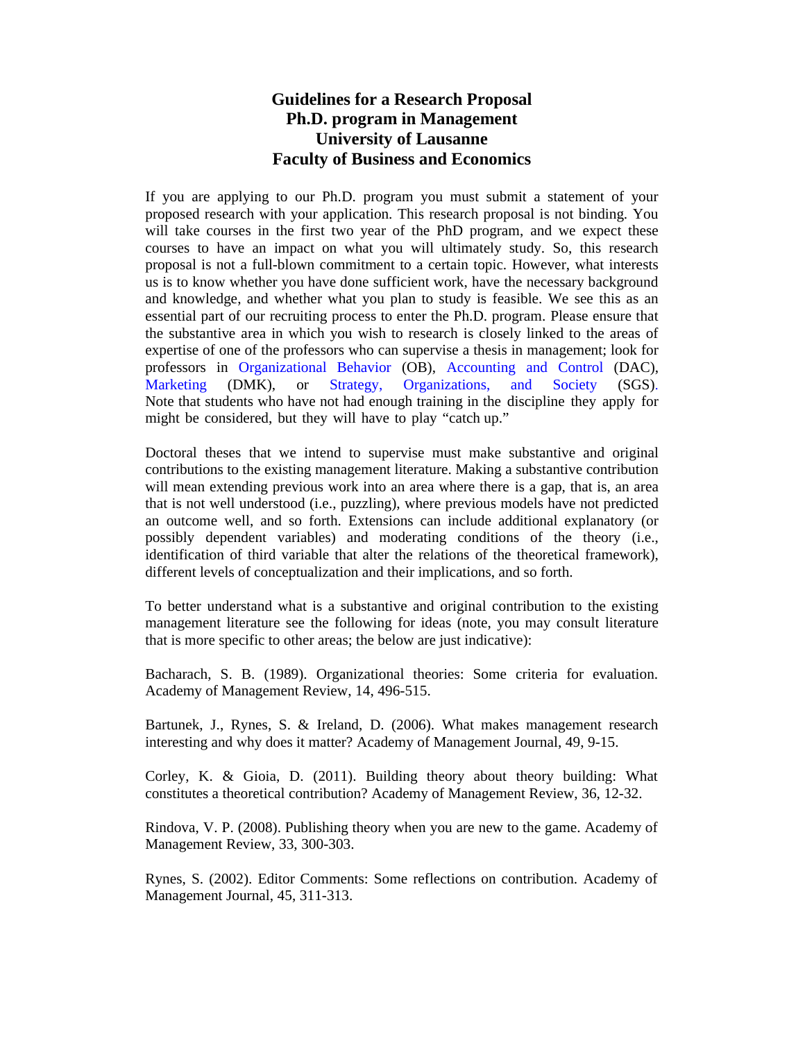# Guidelines for a Research Proposal
# Ph.D. program in Management
# University of Lausanne
# Faculty of Business and Economics

If you are applying to our Ph.D. program you must submit a statement of your proposed research with your application. This research proposal is not binding. You will take courses in the first two year of the PhD program, and we expect these courses to have an impact on what you will ultimately study. So, this research proposal is not a full-blown commitment to a certain topic. However, what interests us is to know whether you have done sufficient work, have the necessary background and knowledge, and whether what you plan to study is feasible. We see this as an essential part of our recruiting process to enter the Ph.D. program. Please ensure that the substantive area in which you wish to research is closely linked to the areas of expertise of one of the professors who can supervise a thesis in management; look for professors in Organizational Behavior (OB), Accounting and Control (DAC), Marketing (DMK), or Strategy, Organizations, and Society (SGS). Note that students who have not had enough training in the discipline they apply for might be considered, but they will have to play "catch up."

Doctoral theses that we intend to supervise must make substantive and original contributions to the existing management literature. Making a substantive contribution will mean extending previous work into an area where there is a gap, that is, an area that is not well understood (i.e., puzzling), where previous models have not predicted an outcome well, and so forth. Extensions can include additional explanatory (or possibly dependent variables) and moderating conditions of the theory (i.e., identification of third variable that alter the relations of the theoretical framework), different levels of conceptualization and their implications, and so forth.

To better understand what is a substantive and original contribution to the existing management literature see the following for ideas (note, you may consult literature that is more specific to other areas; the below are just indicative):

Bacharach, S. B. (1989). Organizational theories: Some criteria for evaluation. Academy of Management Review, 14, 496-515.

Bartunek, J., Rynes, S. & Ireland, D. (2006). What makes management research interesting and why does it matter? Academy of Management Journal, 49, 9-15.

Corley, K. & Gioia, D. (2011). Building theory about theory building: What constitutes a theoretical contribution? Academy of Management Review, 36, 12-32.

Rindova, V. P. (2008). Publishing theory when you are new to the game. Academy of Management Review, 33, 300-303.

Rynes, S. (2002). Editor Comments: Some reflections on contribution. Academy of Management Journal, 45, 311-313.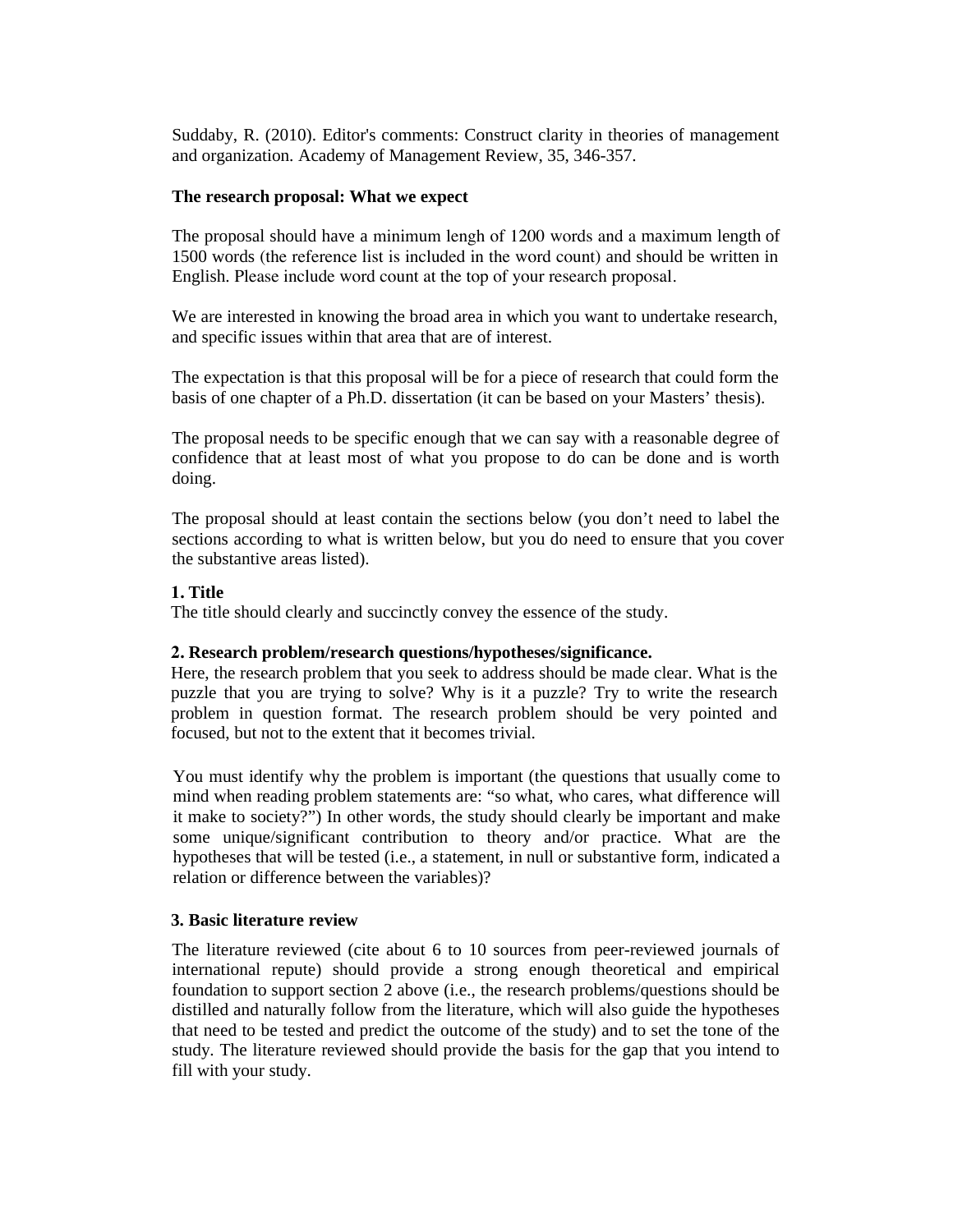Suddaby, R. (2010). Editor's comments: Construct clarity in theories of management and organization. Academy of Management Review, 35, 346-357.

**The research proposal: What we expect**

The proposal should have a minimum lengh of 1200 words and a maximum length of 1500 words (the reference list is included in the word count) and should be written in English. Please include word count at the top of your research proposal.

We are interested in knowing the broad area in which you want to undertake research, and specific issues within that area that are of interest.

The expectation is that this proposal will be for a piece of research that could form the basis of one chapter of a Ph.D. dissertation (it can be based on your Masters' thesis).

The proposal needs to be specific enough that we can say with a reasonable degree of confidence that at least most of what you propose to do can be done and is worth doing.

The proposal should at least contain the sections below (you don't need to label the sections according to what is written below, but you do need to ensure that you cover the substantive areas listed).

**1. Title**

The title should clearly and succinctly convey the essence of the study.

**2. Research problem/research questions/hypotheses/significance.**

Here, the research problem that you seek to address should be made clear. What is the puzzle that you are trying to solve? Why is it a puzzle? Try to write the research problem in question format. The research problem should be very pointed and focused, but not to the extent that it becomes trivial.

You must identify why the problem is important (the questions that usually come to mind when reading problem statements are: "so what, who cares, what difference will it make to society?") In other words, the study should clearly be important and make some unique/significant contribution to theory and/or practice. What are the hypotheses that will be tested (i.e., a statement, in null or substantive form, indicated a relation or difference between the variables)?

**3. Basic literature review**

The literature reviewed (cite about 6 to 10 sources from peer-reviewed journals of international repute) should provide a strong enough theoretical and empirical foundation to support section 2 above (i.e., the research problems/questions should be distilled and naturally follow from the literature, which will also guide the hypotheses that need to be tested and predict the outcome of the study) and to set the tone of the study. The literature reviewed should provide the basis for the gap that you intend to fill with your study.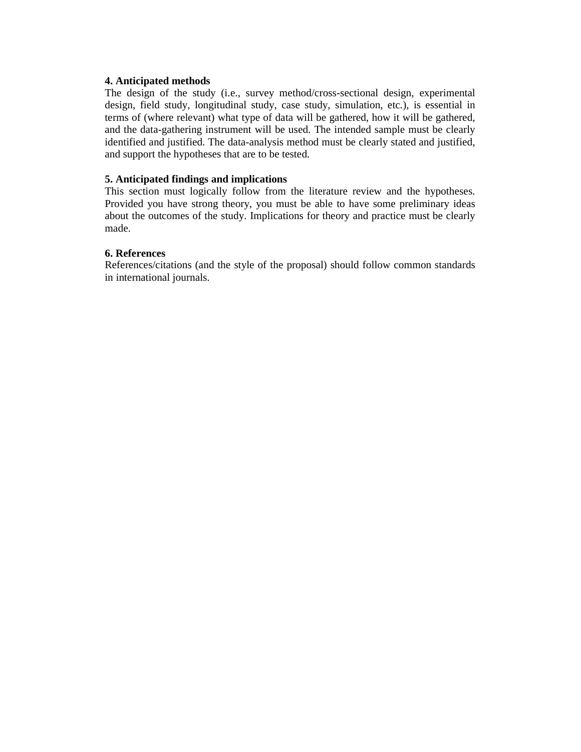**4. Anticipated methods**

The design of the study (i.e., survey method/cross-sectional design, experimental design, field study, longitudinal study, case study, simulation, etc.), is essential in terms of (where relevant) what type of data will be gathered, how it will be gathered, and the data-gathering instrument will be used. The intended sample must be clearly identified and justified. The data-analysis method must be clearly stated and justified, and support the hypotheses that are to be tested.

**5. Anticipated findings and implications**

This section must logically follow from the literature review and the hypotheses. Provided you have strong theory, you must be able to have some preliminary ideas about the outcomes of the study. Implications for theory and practice must be clearly made.

**6. References**

References/citations (and the style of the proposal) should follow common standards in international journals.